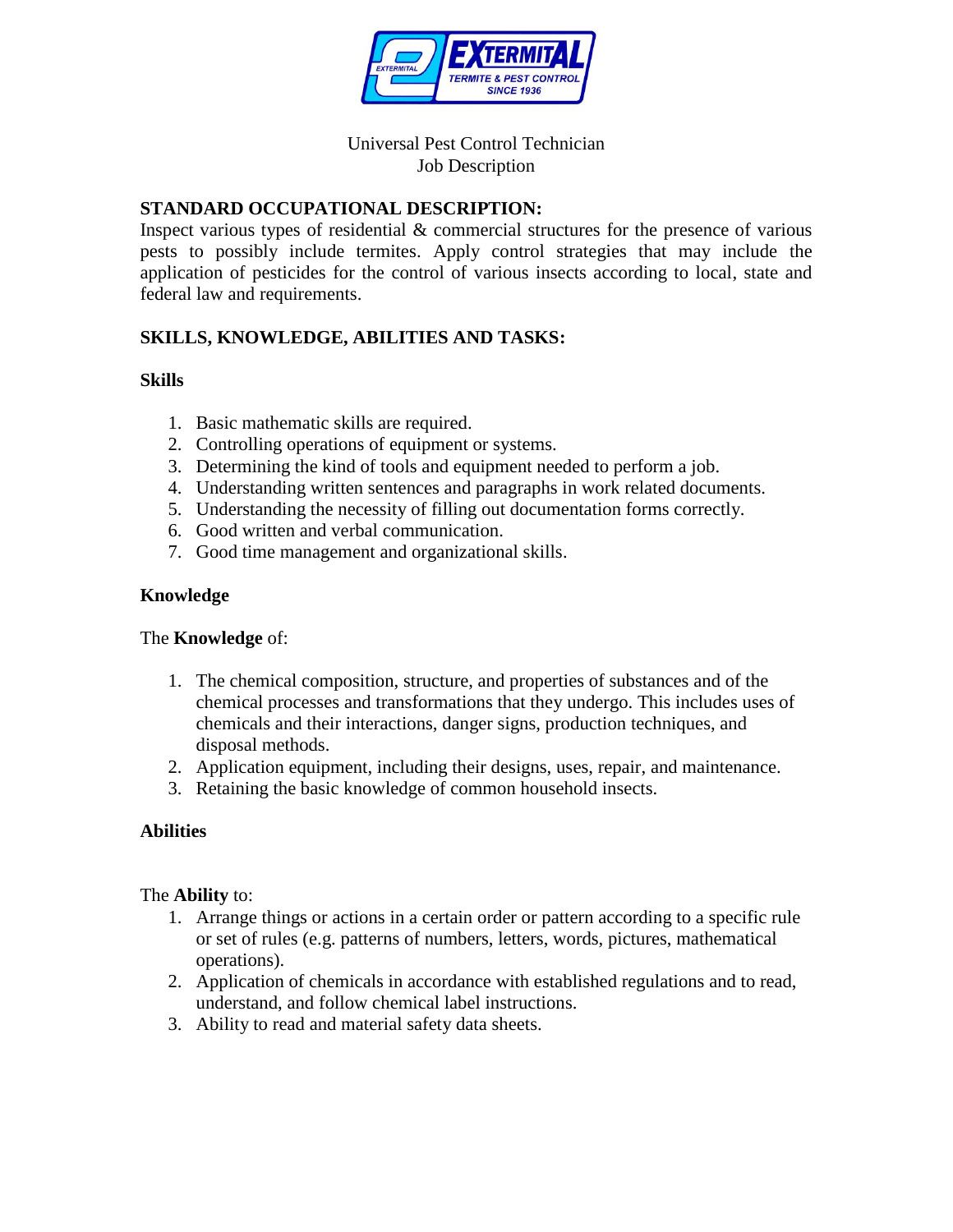Universal Pest Control Technician
Job Description

## STANDARD OCCUPATIONAL DESCRIPTION:

Inspect various types of residential & commercial structures for the presence of various pests to possibly include termites. Apply control strategies that may include the application of pesticides for the control of various insects according to local, state and federal law and requirements.

## SKILLS, KNOWLEDGE, ABILITIES AND TASKS:

### Skills

1. Basic mathematic skills are required.
2. Controlling operations of equipment or systems.
3. Determining the kind of tools and equipment needed to perform a job.
4. Understanding written sentences and paragraphs in work related documents.
5. Understanding the necessity of filling out documentation forms correctly.
6. Good written and verbal communication.
7. Good time management and organizational skills.

### Knowledge

The **Knowledge** of:

1. The chemical composition, structure, and properties of substances and of the chemical processes and transformations that they undergo. This includes uses of chemicals and their interactions, danger signs, production techniques, and disposal methods.
2. Application equipment, including their designs, uses, repair, and maintenance.
3. Retaining the basic knowledge of common household insects.

### Abilities

The **Ability** to:

1. Arrange things or actions in a certain order or pattern according to a specific rule or set of rules (e.g. patterns of numbers, letters, words, pictures, mathematical operations).
2. Application of chemicals in accordance with established regulations and to read, understand, and follow chemical label instructions.
3. Ability to read and material safety data sheets.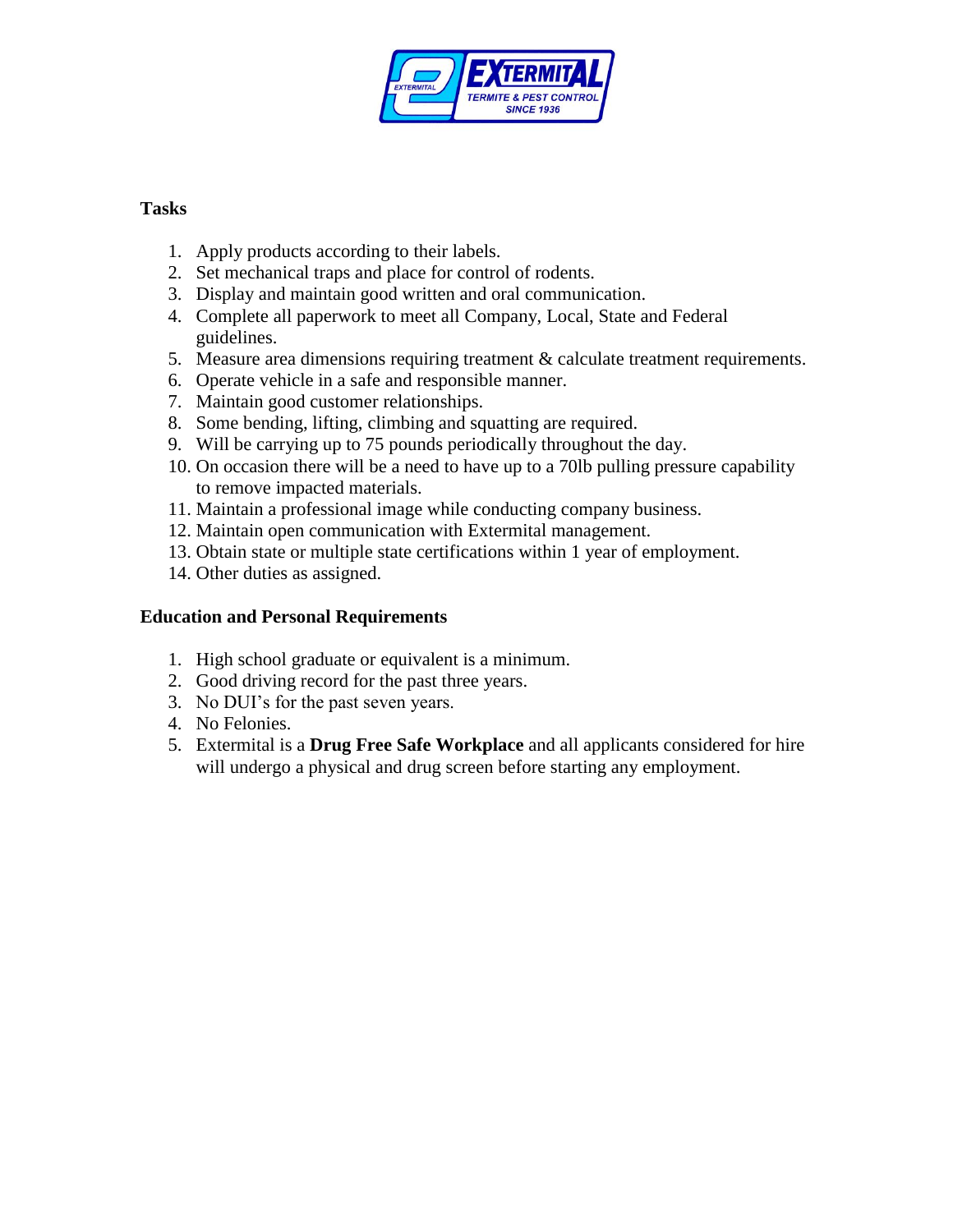**Tasks**

1. Apply products according to their labels.
2. Set mechanical traps and place for control of rodents.
3. Display and maintain good written and oral communication.
4. Complete all paperwork to meet all Company, Local, State and Federal guidelines.
5. Measure area dimensions requiring treatment & calculate treatment requirements.
6. Operate vehicle in a safe and responsible manner.
7. Maintain good customer relationships.
8. Some bending, lifting, climbing and squatting are required.
9. Will be carrying up to 75 pounds periodically throughout the day.
10. On occasion there will be a need to have up to a 70lb pulling pressure capability to remove impacted materials.
11. Maintain a professional image while conducting company business.
12. Maintain open communication with Extermital management.
13. Obtain state or multiple state certifications within 1 year of employment.
14. Other duties as assigned.

**Education and Personal Requirements**

1. High school graduate or equivalent is a minimum.
2. Good driving record for the past three years.
3. No DUI's for the past seven years.
4. No Felonies.
5. Extermital is a **Drug Free Safe Workplace** and all applicants considered for hire will undergo a physical and drug screen before starting any employment.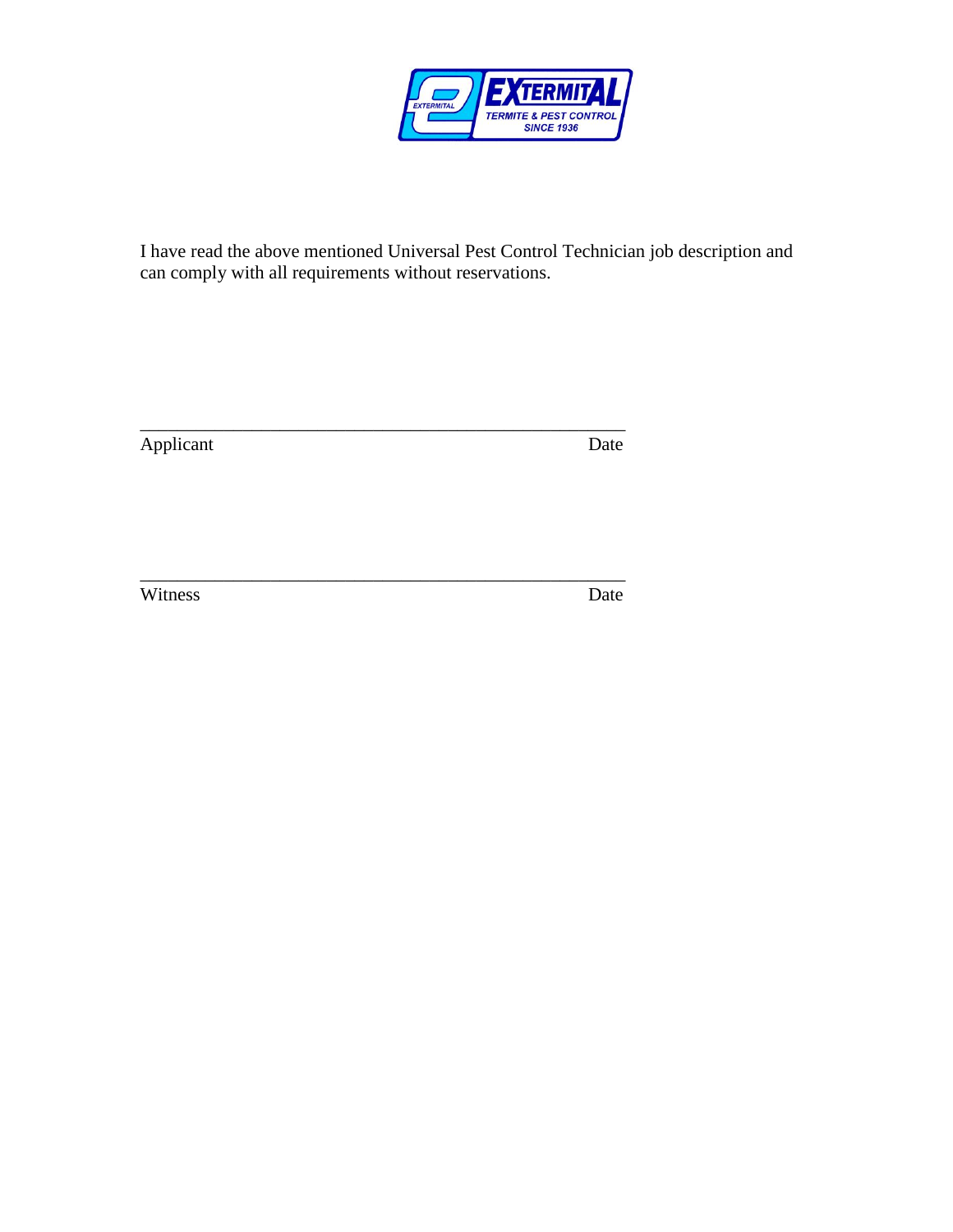I have read the above mentioned Universal Pest Control Technician job description and can comply with all requirements without reservations.

\_\_\_\_\_\_\_\_\_\_\_\_\_\_\_\_\_\_\_\_\_\_\_\_\_\_\_\_\_\_\_\_\_\_\_\_\_\_\_\_\_\_\_\_\_\_\_\_\_\_\_\_\_\_

Applicant                                                                        Date

\_\_\_\_\_\_\_\_\_\_\_\_\_\_\_\_\_\_\_\_\_\_\_\_\_\_\_\_\_\_\_\_\_\_\_\_\_\_\_\_\_\_\_\_\_\_\_\_\_\_\_\_\_\_

Witness                                                                          Date